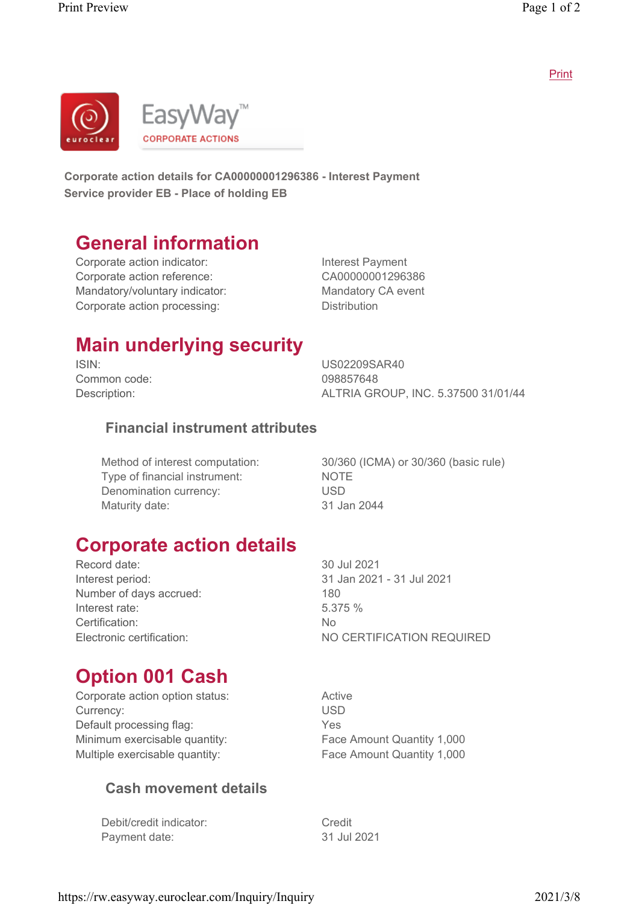EasyWay™
CORPORATE ACTIONS

**Corporate action details for CA00000001296386 - Interest Payment**
**Service provider EB - Place of holding EB**

## General information

| | |
|---|---|
| Corporate action indicator: | Interest Payment |
| Corporate action reference: | CA00000001296386 |
| Mandatory/voluntary indicator: | Mandatory CA event |
| Corporate action processing: | Distribution |

## Main underlying security

| | |
|---|---|
| ISIN: | US02209SAR40 |
| Common code: | 098857648 |
| Description: | ALTRIA GROUP, INC. 5.37500 31/01/44 |

### Financial instrument attributes

| | |
|---|---|
| Method of interest computation: | 30/360 (ICMA) or 30/360 (basic rule) |
| Type of financial instrument: | NOTE |
| Denomination currency: | USD |
| Maturity date: | 31 Jan 2044 |

## Corporate action details

| | |
|---|---|
| Record date: | 30 Jul 2021 |
| Interest period: | 31 Jan 2021 - 31 Jul 2021 |
| Number of days accrued: | 180 |
| Interest rate: | 5.375 % |
| Certification: | No |
| Electronic certification: | NO CERTIFICATION REQUIRED |

## Option 001 Cash

| | |
|---|---|
| Corporate action option status: | Active |
| Currency: | USD |
| Default processing flag: | Yes |
| Minimum exercisable quantity: | Face Amount Quantity 1,000 |
| Multiple exercisable quantity: | Face Amount Quantity 1,000 |

### Cash movement details

| | |
|---|---|
| Debit/credit indicator: | Credit |
| Payment date: | 31 Jul 2021 |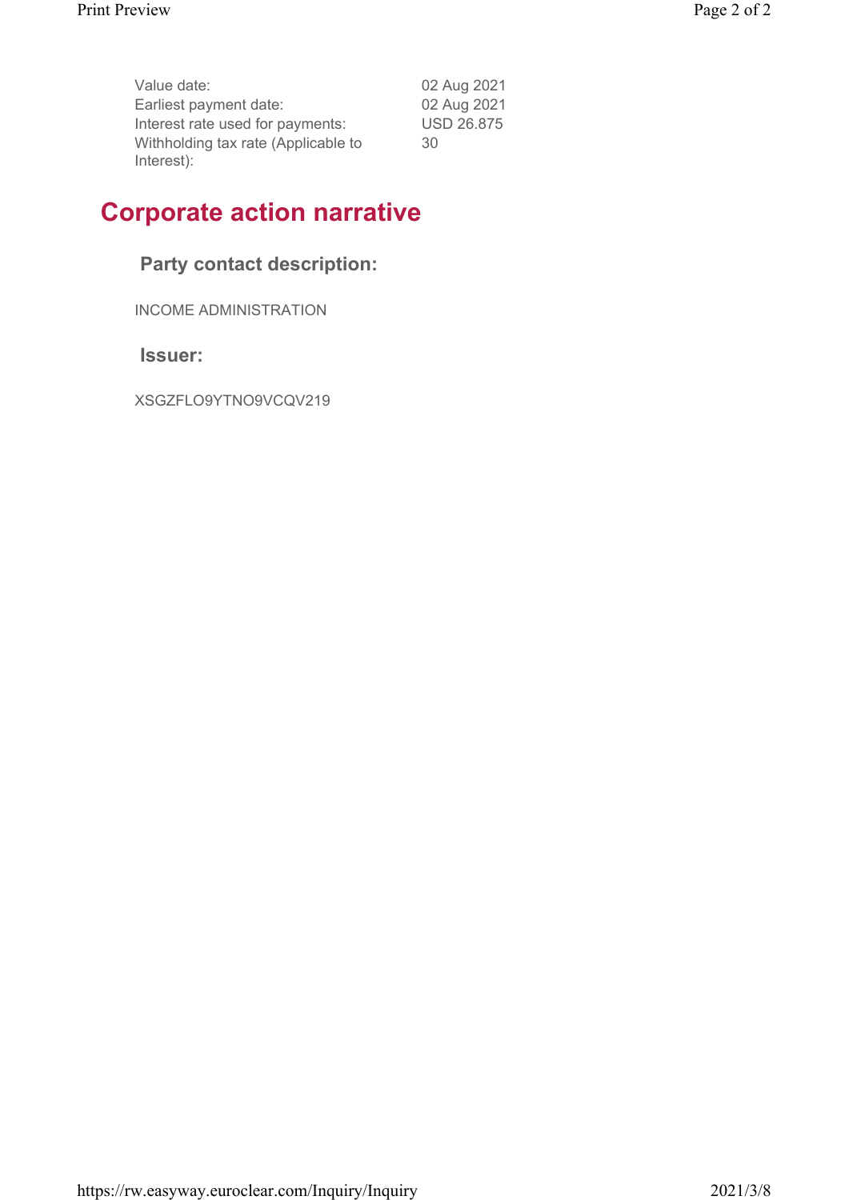| | |
|---|---|
| Value date: | 02 Aug 2021 |
| Earliest payment date: | 02 Aug 2021 |
| Interest rate used for payments: | USD 26.875 |
| Withholding tax rate (Applicable to Interest): | 30 |

# Corporate action narrative

### Party contact description:

INCOME ADMINISTRATION

### Issuer:

XSGZFLO9YTNO9VCQV219